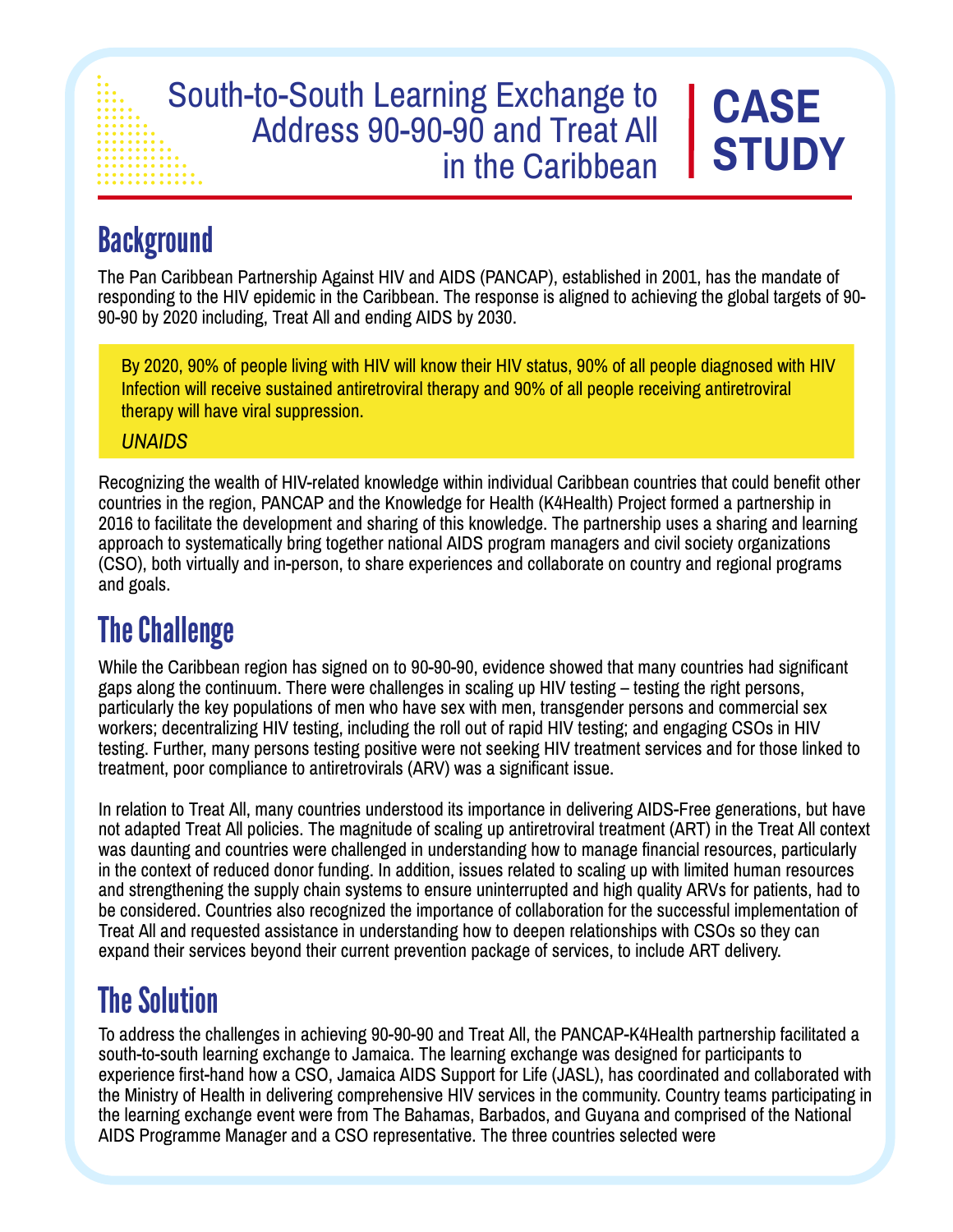# South-to-South Learning Exchange to Address 90-90-90 and Treat All in the Caribbean

**CASE STUDY**

## Background

The Pan Caribbean Partnership Against HIV and AIDS (PANCAP), established in 2001, has the mandate of responding to the HIV epidemic in the Caribbean. The response is aligned to achieving the global targets of 90-90-90 by 2020 including, Treat All and ending AIDS by 2030.

> By 2020, 90% of people living with HIV will know their HIV status, 90% of all people diagnosed with HIV Infection will receive sustained antiretroviral therapy and 90% of all people receiving antiretroviral therapy will have viral suppression.
>
> *UNAIDS*

Recognizing the wealth of HIV-related knowledge within individual Caribbean countries that could benefit other countries in the region, PANCAP and the Knowledge for Health (K4Health) Project formed a partnership in 2016 to facilitate the development and sharing of this knowledge. The partnership uses a sharing and learning approach to systematically bring together national AIDS program managers and civil society organizations (CSO), both virtually and in-person, to share experiences and collaborate on country and regional programs and goals.

## The Challenge

While the Caribbean region has signed on to 90-90-90, evidence showed that many countries had significant gaps along the continuum. There were challenges in scaling up HIV testing – testing the right persons, particularly the key populations of men who have sex with men, transgender persons and commercial sex workers; decentralizing HIV testing, including the roll out of rapid HIV testing; and engaging CSOs in HIV testing. Further, many persons testing positive were not seeking HIV treatment services and for those linked to treatment, poor compliance to antiretrovirals (ARV) was a significant issue.

In relation to Treat All, many countries understood its importance in delivering AIDS-Free generations, but have not adapted Treat All policies. The magnitude of scaling up antiretroviral treatment (ART) in the Treat All context was daunting and countries were challenged in understanding how to manage financial resources, particularly in the context of reduced donor funding. In addition, issues related to scaling up with limited human resources and strengthening the supply chain systems to ensure uninterrupted and high quality ARVs for patients, had to be considered. Countries also recognized the importance of collaboration for the successful implementation of Treat All and requested assistance in understanding how to deepen relationships with CSOs so they can expand their services beyond their current prevention package of services, to include ART delivery.

## The Solution

To address the challenges in achieving 90-90-90 and Treat All, the PANCAP-K4Health partnership facilitated a south-to-south learning exchange to Jamaica. The learning exchange was designed for participants to experience first-hand how a CSO, Jamaica AIDS Support for Life (JASL), has coordinated and collaborated with the Ministry of Health in delivering comprehensive HIV services in the community. Country teams participating in the learning exchange event were from The Bahamas, Barbados, and Guyana and comprised of the National AIDS Programme Manager and a CSO representative. The three countries selected were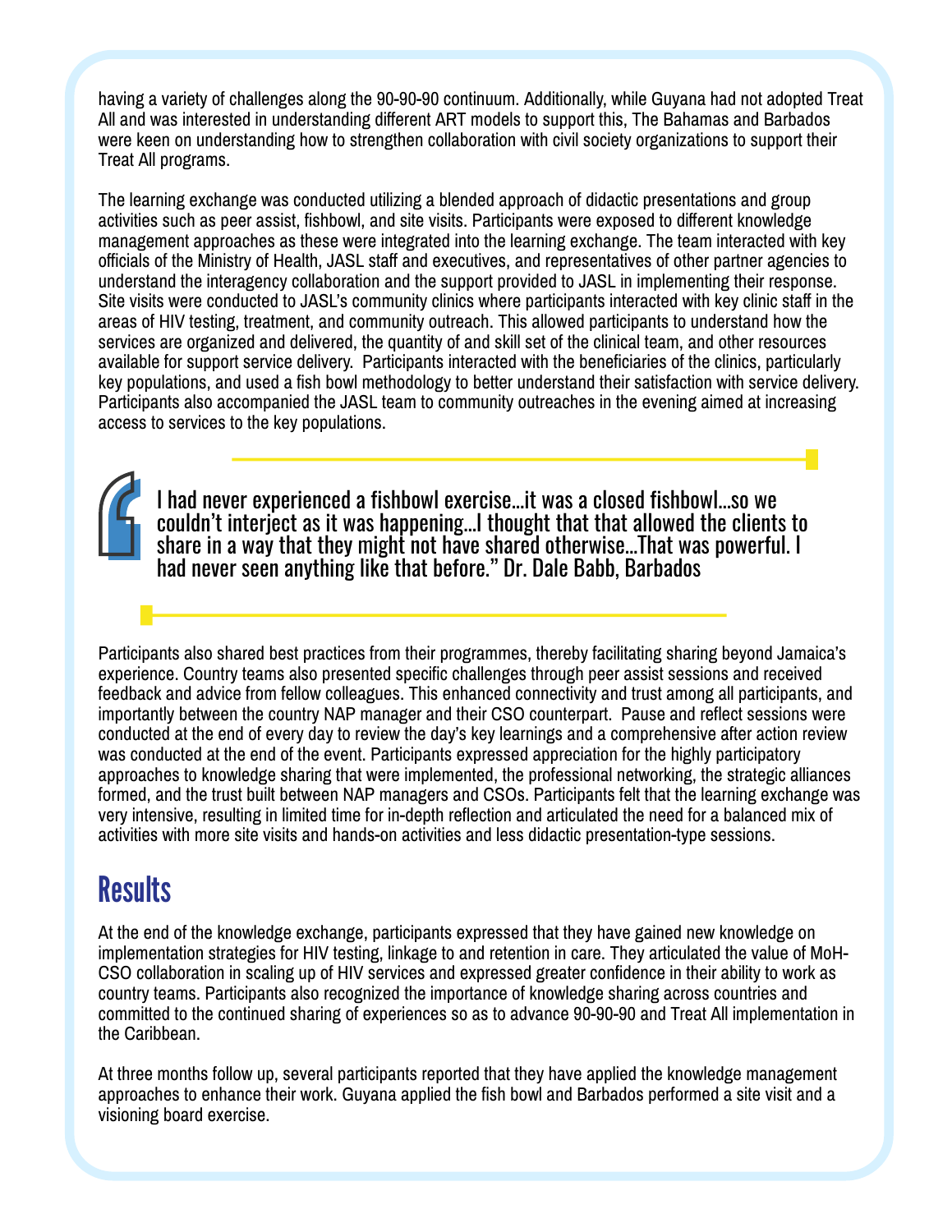having a variety of challenges along the 90-90-90 continuum. Additionally, while Guyana had not adopted Treat All and was interested in understanding different ART models to support this, The Bahamas and Barbados were keen on understanding how to strengthen collaboration with civil society organizations to support their Treat All programs.

The learning exchange was conducted utilizing a blended approach of didactic presentations and group activities such as peer assist, fishbowl, and site visits. Participants were exposed to different knowledge management approaches as these were integrated into the learning exchange. The team interacted with key officials of the Ministry of Health, JASL staff and executives, and representatives of other partner agencies to understand the interagency collaboration and the support provided to JASL in implementing their response. Site visits were conducted to JASL's community clinics where participants interacted with key clinic staff in the areas of HIV testing, treatment, and community outreach. This allowed participants to understand how the services are organized and delivered, the quantity of and skill set of the clinical team, and other resources available for support service delivery. Participants interacted with the beneficiaries of the clinics, particularly key populations, and used a fish bowl methodology to better understand their satisfaction with service delivery. Participants also accompanied the JASL team to community outreaches in the evening aimed at increasing access to services to the key populations.

> I had never experienced a fishbowl exercise...it was a closed fishbowl...so we couldn't interject as it was happening...I thought that that allowed the clients to share in a way that they might not have shared otherwise...That was powerful. I had never seen anything like that before." Dr. Dale Babb, Barbados

Participants also shared best practices from their programmes, thereby facilitating sharing beyond Jamaica's experience. Country teams also presented specific challenges through peer assist sessions and received feedback and advice from fellow colleagues. This enhanced connectivity and trust among all participants, and importantly between the country NAP manager and their CSO counterpart. Pause and reflect sessions were conducted at the end of every day to review the day's key learnings and a comprehensive after action review was conducted at the end of the event. Participants expressed appreciation for the highly participatory approaches to knowledge sharing that were implemented, the professional networking, the strategic alliances formed, and the trust built between NAP managers and CSOs. Participants felt that the learning exchange was very intensive, resulting in limited time for in-depth reflection and articulated the need for a balanced mix of activities with more site visits and hands-on activities and less didactic presentation-type sessions.

## Results

At the end of the knowledge exchange, participants expressed that they have gained new knowledge on implementation strategies for HIV testing, linkage to and retention in care. They articulated the value of MoH-CSO collaboration in scaling up of HIV services and expressed greater confidence in their ability to work as country teams. Participants also recognized the importance of knowledge sharing across countries and committed to the continued sharing of experiences so as to advance 90-90-90 and Treat All implementation in the Caribbean.

At three months follow up, several participants reported that they have applied the knowledge management approaches to enhance their work. Guyana applied the fish bowl and Barbados performed a site visit and a visioning board exercise.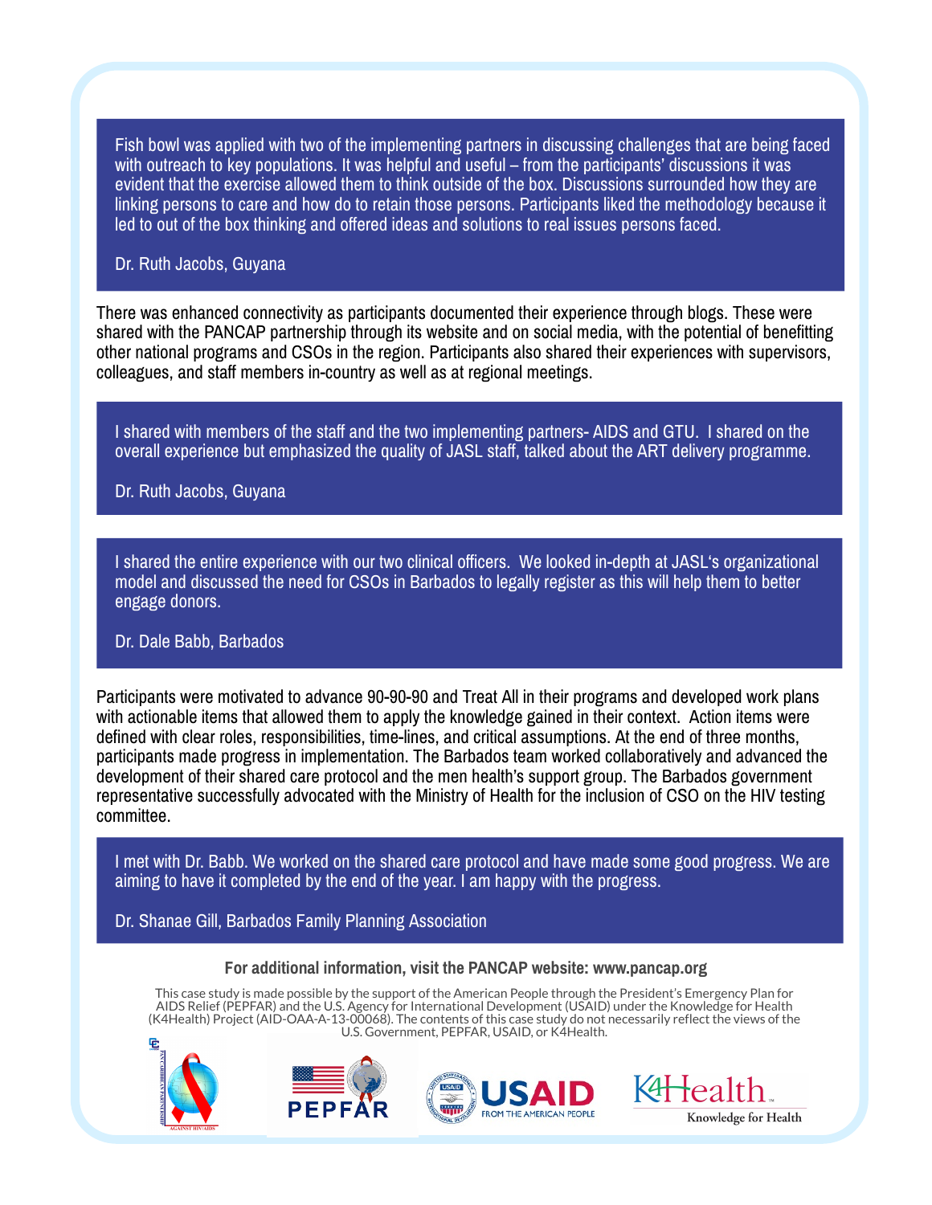> Fish bowl was applied with two of the implementing partners in discussing challenges that are being faced with outreach to key populations. It was helpful and useful – from the participants' discussions it was evident that the exercise allowed them to think outside of the box. Discussions surrounded how they are linking persons to care and how do to retain those persons. Participants liked the methodology because it led to out of the box thinking and offered ideas and solutions to real issues persons faced.
>
> Dr. Ruth Jacobs, Guyana

There was enhanced connectivity as participants documented their experience through blogs. These were shared with the PANCAP partnership through its website and on social media, with the potential of benefitting other national programs and CSOs in the region. Participants also shared their experiences with supervisors, colleagues, and staff members in-country as well as at regional meetings.

> I shared with members of the staff and the two implementing partners- AIDS and GTU. I shared on the overall experience but emphasized the quality of JASL staff, talked about the ART delivery programme.
>
> Dr. Ruth Jacobs, Guyana

> I shared the entire experience with our two clinical officers. We looked in-depth at JASL's organizational model and discussed the need for CSOs in Barbados to legally register as this will help them to better engage donors.
>
> Dr. Dale Babb, Barbados

Participants were motivated to advance 90-90-90 and Treat All in their programs and developed work plans with actionable items that allowed them to apply the knowledge gained in their context. Action items were defined with clear roles, responsibilities, time-lines, and critical assumptions. At the end of three months, participants made progress in implementation. The Barbados team worked collaboratively and advanced the development of their shared care protocol and the men health's support group. The Barbados government representative successfully advocated with the Ministry of Health for the inclusion of CSO on the HIV testing committee.

> I met with Dr. Babb. We worked on the shared care protocol and have made some good progress. We are aiming to have it completed by the end of the year. I am happy with the progress.
>
> Dr. Shanae Gill, Barbados Family Planning Association

**For additional information, visit the PANCAP website: www.pancap.org**

This case study is made possible by the support of the American People through the President's Emergency Plan for AIDS Relief (PEPFAR) and the U.S. Agency for International Development (USAID) under the Knowledge for Health (K4Health) Project (AID-OAA-A-13-00068). The contents of this case study do not necessarily reflect the views of the U.S. Government, PEPFAR, USAID, or K4Health.